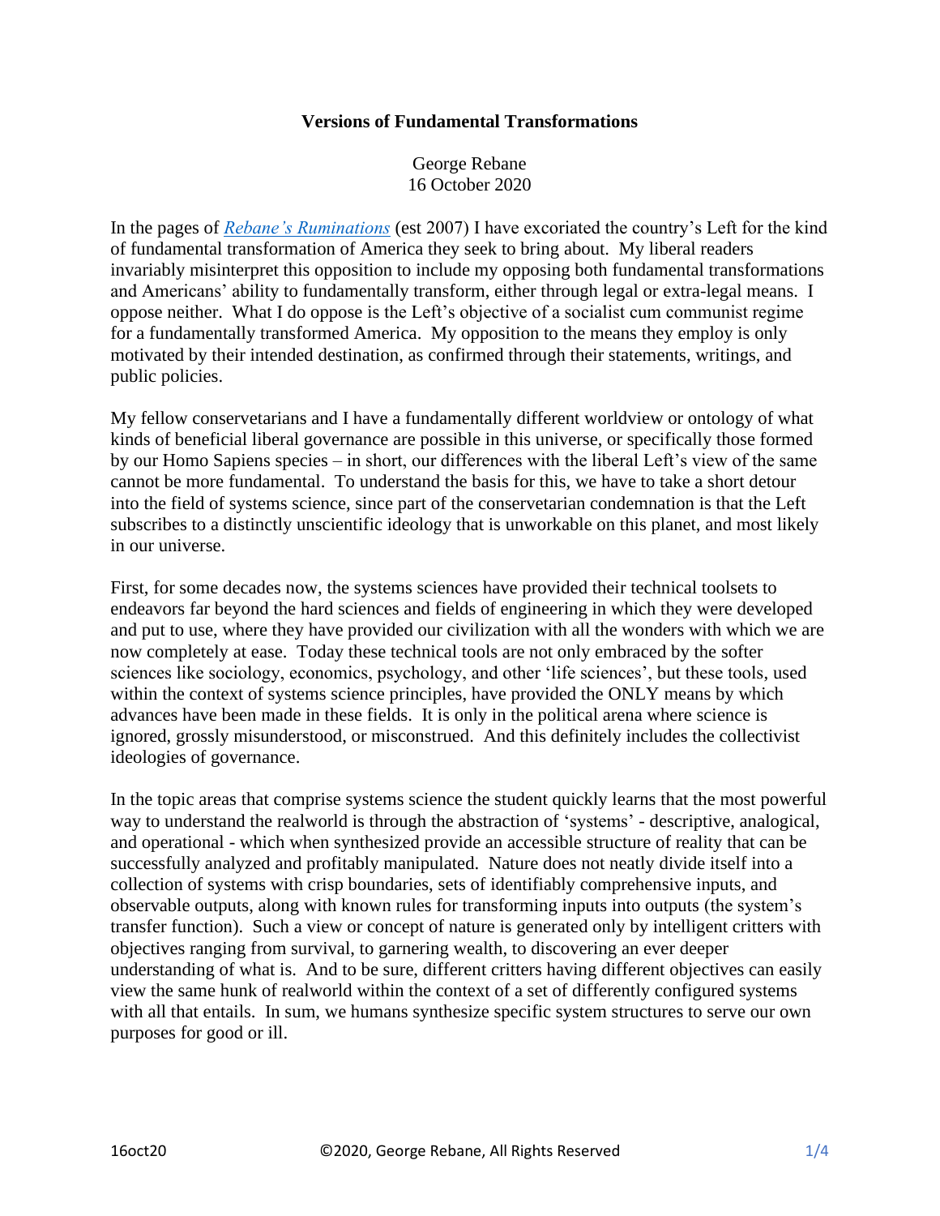# Versions of Fundamental Transformations

George Rebane
16 October 2020

In the pages of *Rebane's Ruminations* (est 2007) I have excoriated the country's Left for the kind of fundamental transformation of America they seek to bring about. My liberal readers invariably misinterpret this opposition to include my opposing both fundamental transformations and Americans' ability to fundamentally transform, either through legal or extra-legal means. I oppose neither. What I do oppose is the Left's objective of a socialist cum communist regime for a fundamentally transformed America. My opposition to the means they employ is only motivated by their intended destination, as confirmed through their statements, writings, and public policies.

My fellow conservetarians and I have a fundamentally different worldview or ontology of what kinds of beneficial liberal governance are possible in this universe, or specifically those formed by our Homo Sapiens species – in short, our differences with the liberal Left's view of the same cannot be more fundamental. To understand the basis for this, we have to take a short detour into the field of systems science, since part of the conservetarian condemnation is that the Left subscribes to a distinctly unscientific ideology that is unworkable on this planet, and most likely in our universe.

First, for some decades now, the systems sciences have provided their technical toolsets to endeavors far beyond the hard sciences and fields of engineering in which they were developed and put to use, where they have provided our civilization with all the wonders with which we are now completely at ease. Today these technical tools are not only embraced by the softer sciences like sociology, economics, psychology, and other 'life sciences', but these tools, used within the context of systems science principles, have provided the ONLY means by which advances have been made in these fields. It is only in the political arena where science is ignored, grossly misunderstood, or misconstrued. And this definitely includes the collectivist ideologies of governance.

In the topic areas that comprise systems science the student quickly learns that the most powerful way to understand the realworld is through the abstraction of 'systems' - descriptive, analogical, and operational - which when synthesized provide an accessible structure of reality that can be successfully analyzed and profitably manipulated. Nature does not neatly divide itself into a collection of systems with crisp boundaries, sets of identifiably comprehensive inputs, and observable outputs, along with known rules for transforming inputs into outputs (the system's transfer function). Such a view or concept of nature is generated only by intelligent critters with objectives ranging from survival, to garnering wealth, to discovering an ever deeper understanding of what is. And to be sure, different critters having different objectives can easily view the same hunk of realworld within the context of a set of differently configured systems with all that entails. In sum, we humans synthesize specific system structures to serve our own purposes for good or ill.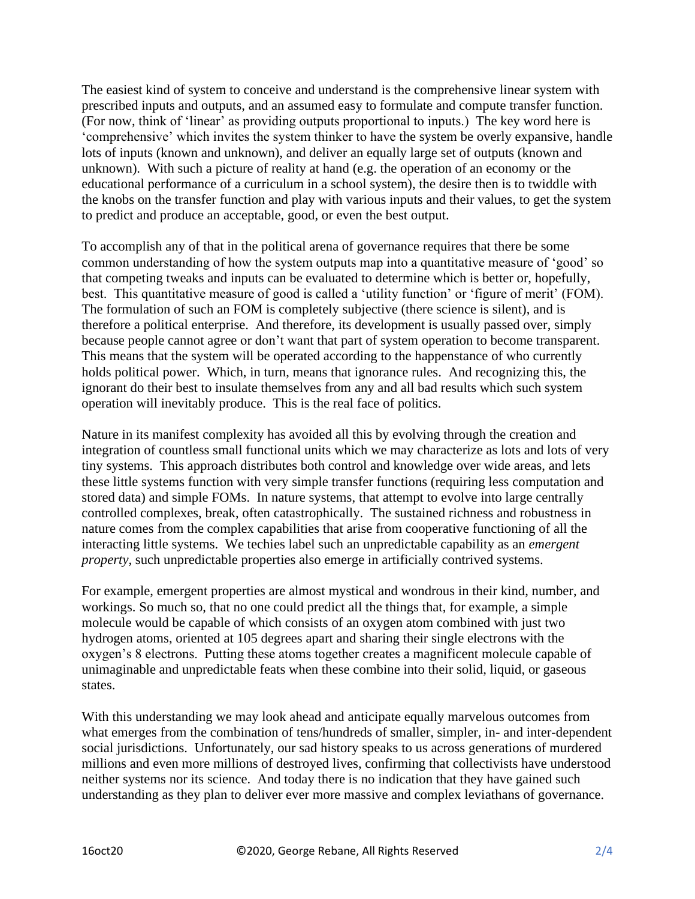The easiest kind of system to conceive and understand is the comprehensive linear system with prescribed inputs and outputs, and an assumed easy to formulate and compute transfer function. (For now, think of 'linear' as providing outputs proportional to inputs.) The key word here is 'comprehensive' which invites the system thinker to have the system be overly expansive, handle lots of inputs (known and unknown), and deliver an equally large set of outputs (known and unknown). With such a picture of reality at hand (e.g. the operation of an economy or the educational performance of a curriculum in a school system), the desire then is to twiddle with the knobs on the transfer function and play with various inputs and their values, to get the system to predict and produce an acceptable, good, or even the best output.

To accomplish any of that in the political arena of governance requires that there be some common understanding of how the system outputs map into a quantitative measure of 'good' so that competing tweaks and inputs can be evaluated to determine which is better or, hopefully, best. This quantitative measure of good is called a 'utility function' or 'figure of merit' (FOM). The formulation of such an FOM is completely subjective (there science is silent), and is therefore a political enterprise. And therefore, its development is usually passed over, simply because people cannot agree or don't want that part of system operation to become transparent. This means that the system will be operated according to the happenstance of who currently holds political power. Which, in turn, means that ignorance rules. And recognizing this, the ignorant do their best to insulate themselves from any and all bad results which such system operation will inevitably produce. This is the real face of politics.

Nature in its manifest complexity has avoided all this by evolving through the creation and integration of countless small functional units which we may characterize as lots and lots of very tiny systems. This approach distributes both control and knowledge over wide areas, and lets these little systems function with very simple transfer functions (requiring less computation and stored data) and simple FOMs. In nature systems, that attempt to evolve into large centrally controlled complexes, break, often catastrophically. The sustained richness and robustness in nature comes from the complex capabilities that arise from cooperative functioning of all the interacting little systems. We techies label such an unpredictable capability as an *emergent property*, such unpredictable properties also emerge in artificially contrived systems.

For example, emergent properties are almost mystical and wondrous in their kind, number, and workings. So much so, that no one could predict all the things that, for example, a simple molecule would be capable of which consists of an oxygen atom combined with just two hydrogen atoms, oriented at 105 degrees apart and sharing their single electrons with the oxygen's 8 electrons. Putting these atoms together creates a magnificent molecule capable of unimaginable and unpredictable feats when these combine into their solid, liquid, or gaseous states.

With this understanding we may look ahead and anticipate equally marvelous outcomes from what emerges from the combination of tens/hundreds of smaller, simpler, in- and inter-dependent social jurisdictions. Unfortunately, our sad history speaks to us across generations of murdered millions and even more millions of destroyed lives, confirming that collectivists have understood neither systems nor its science. And today there is no indication that they have gained such understanding as they plan to deliver ever more massive and complex leviathans of governance.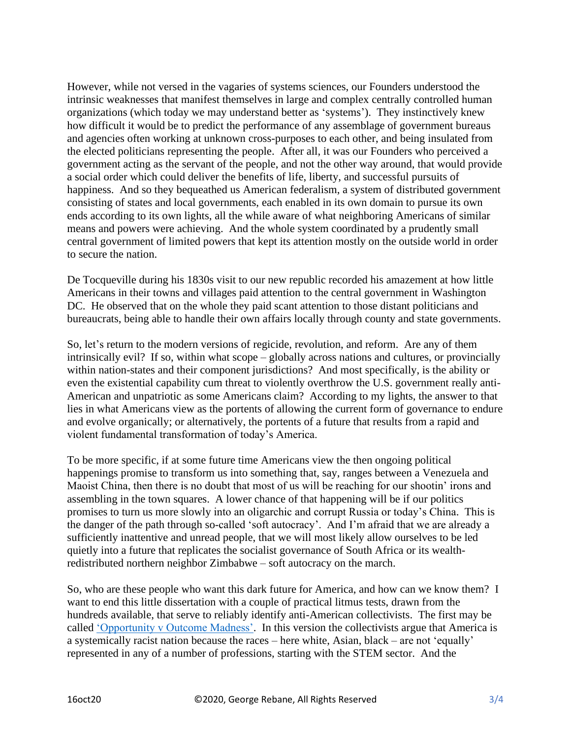However, while not versed in the vagaries of systems sciences, our Founders understood the intrinsic weaknesses that manifest themselves in large and complex centrally controlled human organizations (which today we may understand better as 'systems'). They instinctively knew how difficult it would be to predict the performance of any assemblage of government bureaus and agencies often working at unknown cross-purposes to each other, and being insulated from the elected politicians representing the people. After all, it was our Founders who perceived a government acting as the servant of the people, and not the other way around, that would provide a social order which could deliver the benefits of life, liberty, and successful pursuits of happiness. And so they bequeathed us American federalism, a system of distributed government consisting of states and local governments, each enabled in its own domain to pursue its own ends according to its own lights, all the while aware of what neighboring Americans of similar means and powers were achieving. And the whole system coordinated by a prudently small central government of limited powers that kept its attention mostly on the outside world in order to secure the nation.

De Tocqueville during his 1830s visit to our new republic recorded his amazement at how little Americans in their towns and villages paid attention to the central government in Washington DC. He observed that on the whole they paid scant attention to those distant politicians and bureaucrats, being able to handle their own affairs locally through county and state governments.

So, let's return to the modern versions of regicide, revolution, and reform. Are any of them intrinsically evil? If so, within what scope – globally across nations and cultures, or provincially within nation-states and their component jurisdictions? And most specifically, is the ability or even the existential capability cum threat to violently overthrow the U.S. government really anti-American and unpatriotic as some Americans claim? According to my lights, the answer to that lies in what Americans view as the portents of allowing the current form of governance to endure and evolve organically; or alternatively, the portents of a future that results from a rapid and violent fundamental transformation of today's America.

To be more specific, if at some future time Americans view the then ongoing political happenings promise to transform us into something that, say, ranges between a Venezuela and Maoist China, then there is no doubt that most of us will be reaching for our shootin' irons and assembling in the town squares. A lower chance of that happening will be if our politics promises to turn us more slowly into an oligarchic and corrupt Russia or today's China. This is the danger of the path through so-called 'soft autocracy'. And I'm afraid that we are already a sufficiently inattentive and unread people, that we will most likely allow ourselves to be led quietly into a future that replicates the socialist governance of South Africa or its wealth-redistributed northern neighbor Zimbabwe – soft autocracy on the march.

So, who are these people who want this dark future for America, and how can we know them? I want to end this little dissertation with a couple of practical litmus tests, drawn from the hundreds available, that serve to reliably identify anti-American collectivists. The first may be called 'Opportunity v Outcome Madness'. In this version the collectivists argue that America is a systemically racist nation because the races – here white, Asian, black – are not 'equally' represented in any of a number of professions, starting with the STEM sector. And the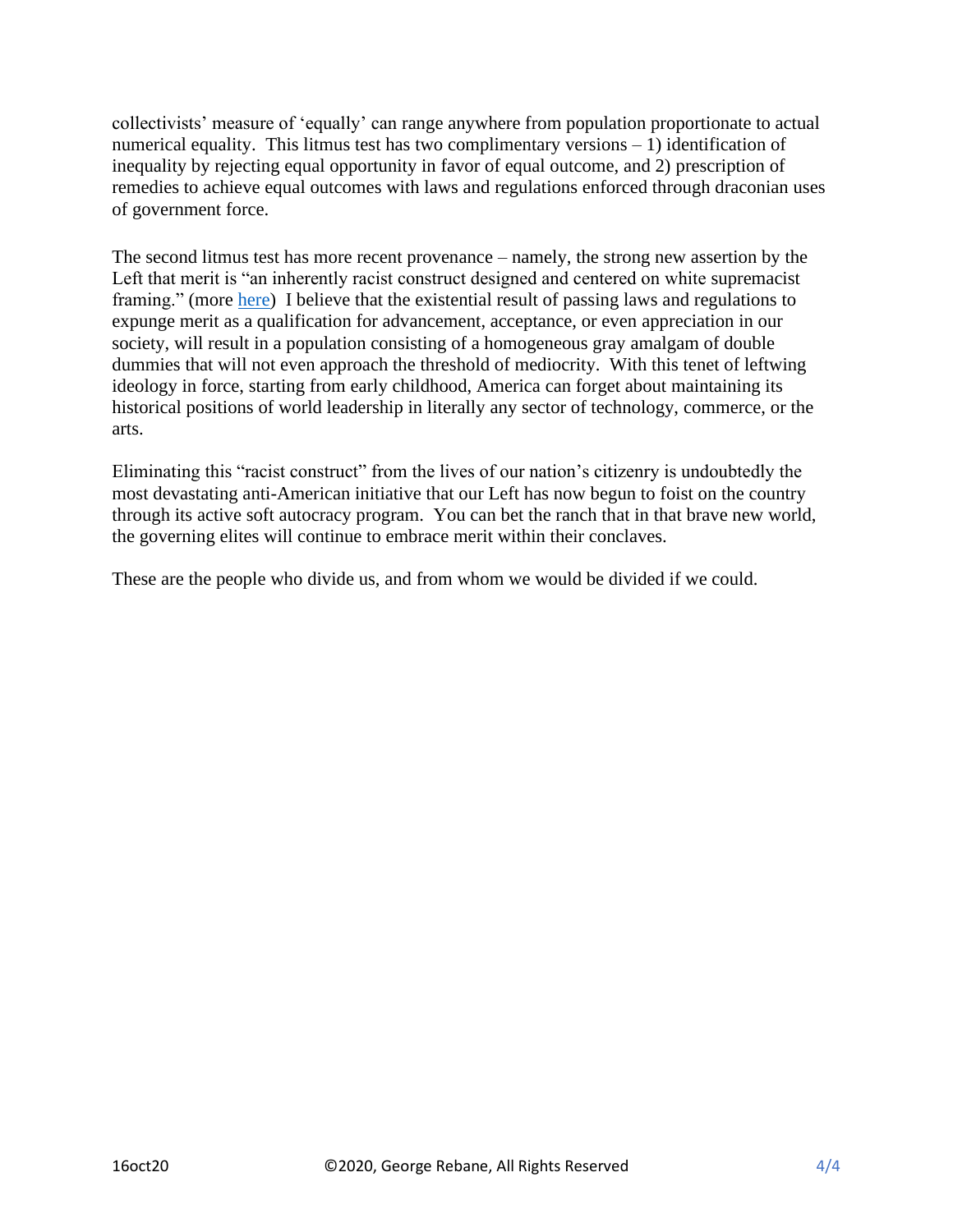collectivists' measure of 'equally' can range anywhere from population proportionate to actual numerical equality. This litmus test has two complimentary versions – 1) identification of inequality by rejecting equal opportunity in favor of equal outcome, and 2) prescription of remedies to achieve equal outcomes with laws and regulations enforced through draconian uses of government force.

The second litmus test has more recent provenance – namely, the strong new assertion by the Left that merit is "an inherently racist construct designed and centered on white supremacist framing." (more here) I believe that the existential result of passing laws and regulations to expunge merit as a qualification for advancement, acceptance, or even appreciation in our society, will result in a population consisting of a homogeneous gray amalgam of double dummies that will not even approach the threshold of mediocrity. With this tenet of leftwing ideology in force, starting from early childhood, America can forget about maintaining its historical positions of world leadership in literally any sector of technology, commerce, or the arts.

Eliminating this "racist construct" from the lives of our nation's citizenry is undoubtedly the most devastating anti-American initiative that our Left has now begun to foist on the country through its active soft autocracy program. You can bet the ranch that in that brave new world, the governing elites will continue to embrace merit within their conclaves.

These are the people who divide us, and from whom we would be divided if we could.